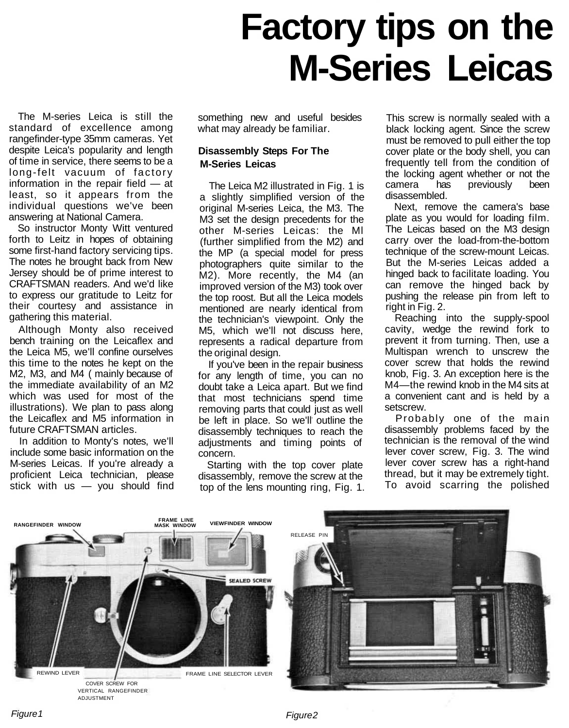# Factory tips on the M-Series Leicas

The M-series Leica is still the standard of excellence among rangefinder-type 35mm cameras. Yet despite Leica's popularity and length of time in service, there seems to be a long-felt vacuum of factory information in the repair field — at least, so it appears from the individual questions we've been answering at National Camera.

So instructor Monty Witt ventured forth to Leitz in hopes of obtaining some first-hand factory servicing tips. The notes he brought back from New Jersey should be of prime interest to CRAFTSMAN readers. And we'd like to express our gratitude to Leitz for their courtesy and assistance in gathering this material.

Although Monty also received bench training on the Leicaflex and the Leica M5, we'll confine ourselves this time to the notes he kept on the M2, M3, and M4 ( mainly because of the immediate availability of an M2 which was used for most of the illustrations). We plan to pass along the Leicaflex and M5 information in future CRAFTSMAN articles.

In addition to Monty's notes, we'll include some basic information on the M-series Leicas. If you're already a proficient Leica technician, please stick with us — you should find something new and useful besides what may already be familiar.

## Disassembly Steps For The M-Series Leicas

The Leica M2 illustrated in Fig. 1 is a slightly simplified version of the original M-series Leica, the M3. The M3 set the design precedents for the other M-series Leicas: the Ml (further simplified from the M2) and the MP (a special model for press photographers quite similar to the M2). More recently, the M4 (an improved version of the M3) took over the top roost. But all the Leica models mentioned are nearly identical from the technician's viewpoint. Only the M5, which we'll not discuss here, represents a radical departure from the original design.

If you've been in the repair business for any length of time, you can no doubt take a Leica apart. But we find that most technicians spend time removing parts that could just as well be left in place. So we'll outline the disassembly techniques to reach the adjustments and timing points of concern.

Starting with the top cover plate disassembly, remove the screw at the top of the lens mounting ring, Fig. 1. This screw is normally sealed with a black locking agent. Since the screw must be removed to pull either the top cover plate or the body shell, you can frequently tell from the condition of the locking agent whether or not the camera has previously been disassembled.

Next, remove the camera's base plate as you would for loading film. The Leicas based on the M3 design carry over the load-from-the-bottom technique of the screw-mount Leicas. But the M-series Leicas added a hinged back to facilitate loading. You can remove the hinged back by pushing the release pin from left to right in Fig. 2.

Reaching into the supply-spool cavity, wedge the rewind fork to prevent it from turning. Then, use a Multispan wrench to unscrew the cover screw that holds the rewind knob, Fig. 3. An exception here is the M4—the rewind knob in the M4 sits at a convenient cant and is held by a setscrew.

Probably one of the main disassembly problems faced by the technician is the removal of the wind lever cover screw, Fig. 3. The wind lever cover screw has a right-hand thread, but it may be extremely tight. To avoid scarring the polished

RANGEFINDER WINDOW · FRAME LINE MASK WINDOW · VIEWFINDER WINDOW · SEALED SCREW · REWIND LEVER · FRAME LINE SELECTOR LEVER · COVER SCREW FOR VERTICAL RANGEFINDER ADJUSTMENT

*Figure1*

RELEASE PIN

*Figure2*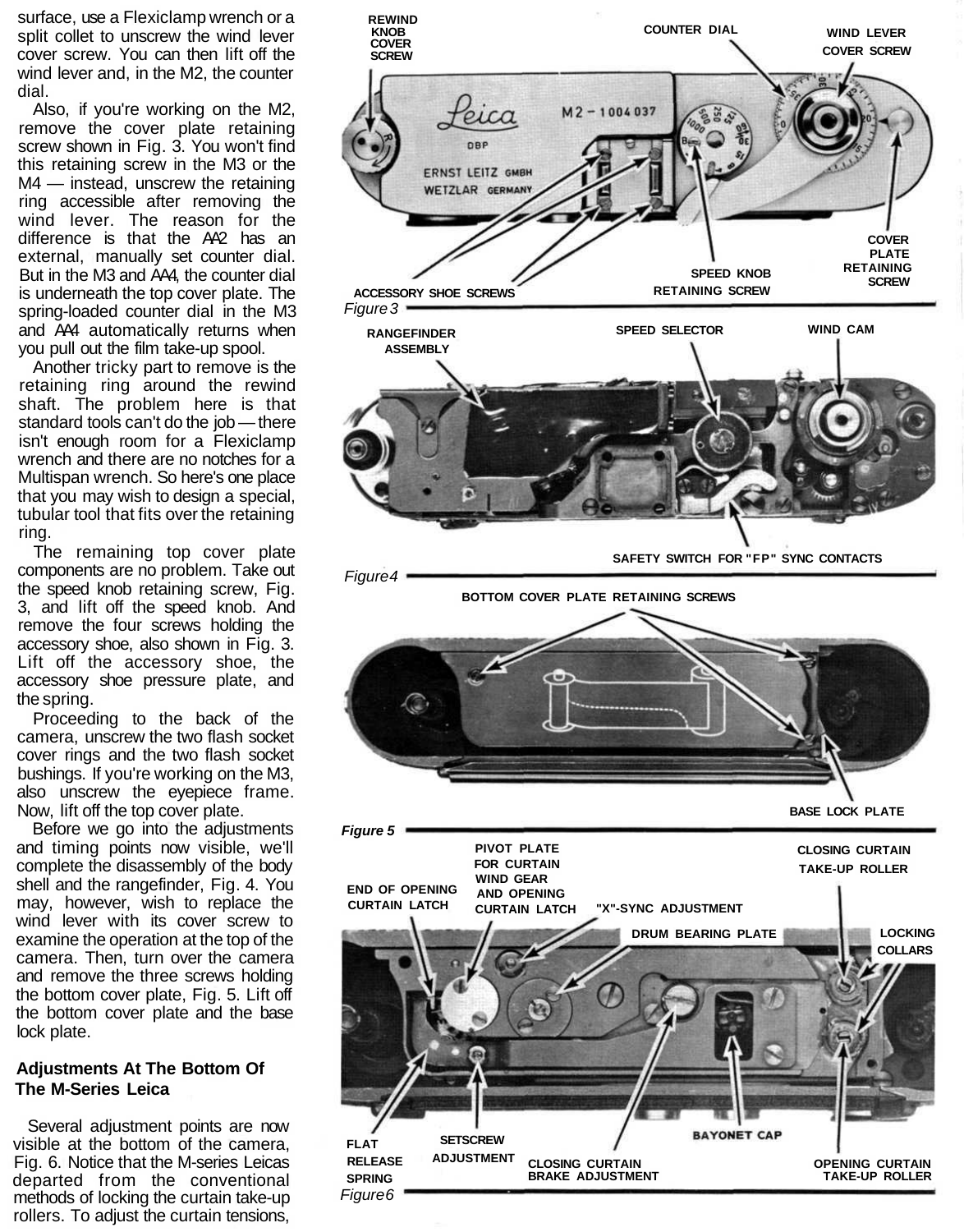surface, use a Flexiclamp wrench or a split collet to unscrew the wind lever cover screw. You can then lift off the wind lever and, in the M2, the counter dial.

Also, if you're working on the M2, remove the cover plate retaining screw shown in Fig. 3. You won't find this retaining screw in the M3 or the M4 — instead, unscrew the retaining ring accessible after removing the wind lever. The reason for the difference is that the M2 has an external, manually set counter dial. But in the M3 and M4, the counter dial is underneath the top cover plate. The spring-loaded counter dial in the M3 and M4 automatically returns when you pull out the film take-up spool.

Another tricky part to remove is the retaining ring around the rewind shaft. The problem here is that standard tools can't do the job — there isn't enough room for a Flexiclamp wrench and there are no notches for a Multispan wrench. So here's one place that you may wish to design a special, tubular tool that fits over the retaining ring.

The remaining top cover plate components are no problem. Take out the speed knob retaining screw, Fig. 3, and lift off the speed knob. And remove the four screws holding the accessory shoe, also shown in Fig. 3. Lift off the accessory shoe, the accessory shoe pressure plate, and the spring.

Proceeding to the back of the camera, unscrew the two flash socket cover rings and the two flash socket bushings. If you're working on the M3, also unscrew the eyepiece frame. Now, lift off the top cover plate.

Before we go into the adjustments and timing points now visible, we'll complete the disassembly of the body shell and the rangefinder, Fig. 4. You may, however, wish to replace the wind lever with its cover screw to examine the operation at the top of the camera. Then, turn over the camera and remove the three screws holding the bottom cover plate, Fig. 5. Lift off the bottom cover plate and the base lock plate.

## Adjustments At The Bottom Of The M-Series Leica

Several adjustment points are now visible at the bottom of the camera, Fig. 6. Notice that the M-series Leicas departed from the conventional methods of locking the curtain take-up rollers. To adjust the curtain tensions,

REWIND KNOB COVER SCREW · COUNTER DIAL · WIND LEVER COVER SCREW · COVER PLATE RETAINING SCREW · SPEED KNOB RETAINING SCREW · ACCESSORY SHOE SCREWS

*Figure 3*

RANGEFINDER ASSEMBLY · SPEED SELECTOR · WIND CAM · SAFETY SWITCH FOR "FP" SYNC CONTACTS

*Figure 4*

BOTTOM COVER PLATE RETAINING SCREWS · BASE LOCK PLATE

*Figure 5*

END OF OPENING CURTAIN LATCH · PIVOT PLATE FOR CURTAIN WIND GEAR AND OPENING CURTAIN LATCH · "X"-SYNC ADJUSTMENT · DRUM BEARING PLATE · CLOSING CURTAIN TAKE-UP ROLLER · LOCKING COLLARS · FLAT RELEASE SPRING · SETSCREW ADJUSTMENT · CLOSING CURTAIN BRAKE ADJUSTMENT · BAYONET CAP · OPENING CURTAIN TAKE-UP ROLLER

*Figure 6*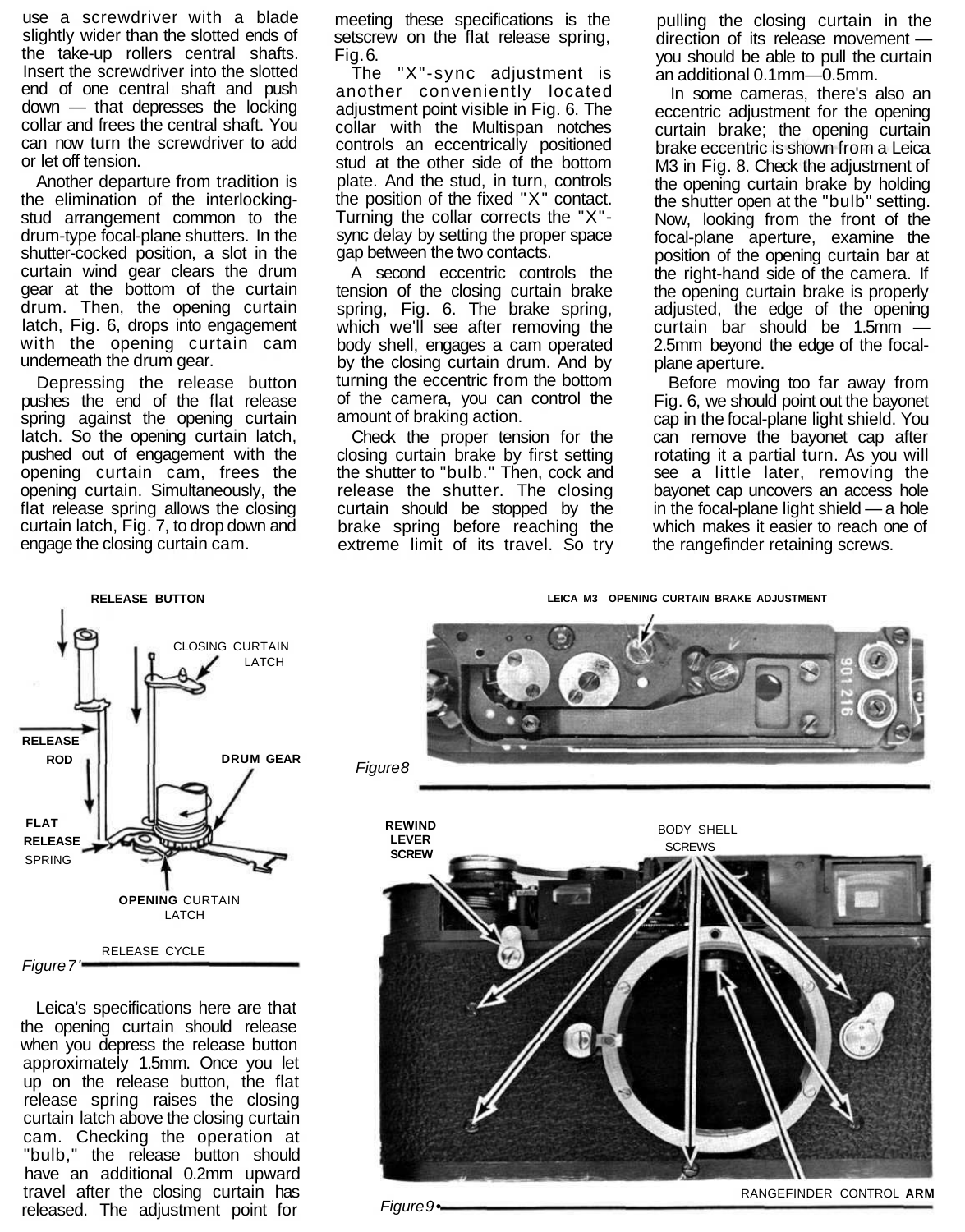use a screwdriver with a blade slightly wider than the slotted ends of the take-up rollers central shafts. Insert the screwdriver into the slotted end of one central shaft and push down — that depresses the locking collar and frees the central shaft. You can now turn the screwdriver to add or let off tension.

Another departure from tradition is the elimination of the interlocking-stud arrangement common to the drum-type focal-plane shutters. In the shutter-cocked position, a slot in the curtain wind gear clears the drum gear at the bottom of the curtain drum. Then, the opening curtain latch, Fig. 6, drops into engagement with the opening curtain cam underneath the drum gear.

Depressing the release button pushes the end of the flat release spring against the opening curtain latch. So the opening curtain latch, pushed out of engagement with the opening curtain cam, frees the opening curtain. Simultaneously, the flat release spring allows the closing curtain latch, Fig. 7, to drop down and engage the closing curtain cam.

RELEASE BUTTON

CLOSING CURTAIN LATCH

RELEASE ROD

DRUM GEAR

FLAT RELEASE SPRING

OPENING CURTAIN LATCH

RELEASE CYCLE

*Figure 7*

Leica's specifications here are that the opening curtain should release when you depress the release button approximately 1.5mm. Once you let up on the release button, the flat release spring raises the closing curtain latch above the closing curtain cam. Checking the operation at "bulb," the release button should have an additional 0.2mm upward travel after the closing curtain has released. The adjustment point for meeting these specifications is the setscrew on the flat release spring, Fig. 6.

The "X"-sync adjustment is another conveniently located adjustment point visible in Fig. 6. The collar with the Multispan notches controls an eccentrically positioned stud at the other side of the bottom plate. And the stud, in turn, controls the position of the fixed "X" contact. Turning the collar corrects the "X"-sync delay by setting the proper space gap between the two contacts.

A second eccentric controls the tension of the closing curtain brake spring, Fig. 6. The brake spring, which we'll see after removing the body shell, engages a cam operated by the closing curtain drum. And by turning the eccentric from the bottom of the camera, you can control the amount of braking action.

Check the proper tension for the closing curtain brake by first setting the shutter to "bulb." Then, cock and release the shutter. The closing curtain should be stopped by the brake spring before reaching the extreme limit of its travel. So try pulling the closing curtain in the direction of its release movement — you should be able to pull the curtain an additional 0.1mm—0.5mm.

In some cameras, there's also an eccentric adjustment for the opening curtain brake; the opening curtain brake eccentric is shown from a Leica M3 in Fig. 8. Check the adjustment of the opening curtain brake by holding the shutter open at the "bulb" setting. Now, looking from the front of the focal-plane aperture, examine the position of the opening curtain bar at the right-hand side of the camera. If the opening curtain brake is properly adjusted, the edge of the opening curtain bar should be 1.5mm — 2.5mm beyond the edge of the focal-plane aperture.

Before moving too far away from Fig. 6, we should point out the bayonet cap in the focal-plane light shield. You can remove the bayonet cap after rotating it a partial turn. As you will see a little later, removing the bayonet cap uncovers an access hole in the focal-plane light shield — a hole which makes it easier to reach one of the rangefinder retaining screws.

LEICA M3 OPENING CURTAIN BRAKE ADJUSTMENT

*Figure 8*

REWIND LEVER SCREW

BODY SHELL SCREWS

RANGEFINDER CONTROL ARM

*Figure 9*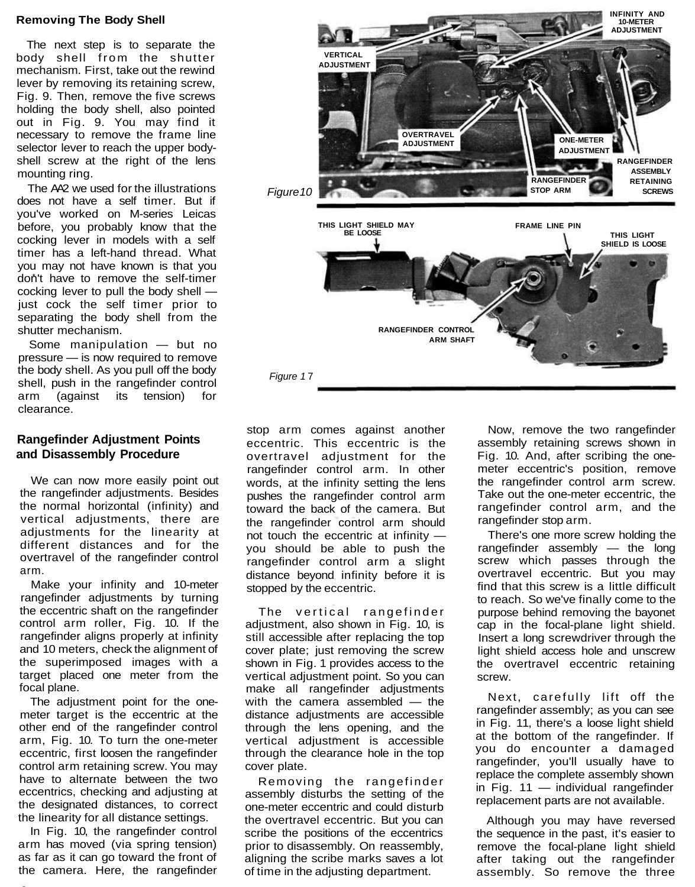## Removing The Body Shell

The next step is to separate the body shell from the shutter mechanism. First, take out the rewind lever by removing its retaining screw, Fig. 9. Then, remove the five screws holding the body shell, also pointed out in Fig. 9. You may find it necessary to remove the frame line selector lever to reach the upper body-shell screw at the right of the lens mounting ring.

The M2 we used for the illustrations does not have a self timer. But if you've worked on M-series Leicas before, you probably know that the cocking lever in models with a self timer has a left-hand thread. What you may not have known is that you don't have to remove the self-timer cocking lever to pull the body shell — just cock the self timer prior to separating the body shell from the shutter mechanism.

Some manipulation — but no pressure — is now required to remove the body shell. As you pull off the body shell, push in the rangefinder control arm (against its tension) for clearance.

VERTICAL ADJUSTMENT, INFINITY AND 10-METER ADJUSTMENT, OVERTRAVEL ADJUSTMENT, ONE-METER ADJUSTMENT, RANGEFINDER STOP ARM, RANGEFINDER ASSEMBLY RETAINING SCREWS

Figure 10

THIS LIGHT SHIELD MAY BE LOOSE, FRAME LINE PIN, THIS LIGHT SHIELD IS LOOSE, RANGEFINDER CONTROL ARM SHAFT

Figure 11

## Rangefinder Adjustment Points and Disassembly Procedure

We can now more easily point out the rangefinder adjustments. Besides the normal horizontal (infinity) and vertical adjustments, there are adjustments for the linearity at different distances and for the overtravel of the rangefinder control arm.

Make your infinity and 10-meter rangefinder adjustments by turning the eccentric shaft on the rangefinder control arm roller, Fig. 10. If the rangefinder aligns properly at infinity and 10 meters, check the alignment of the superimposed images with a target placed one meter from the focal plane.

The adjustment point for the one-meter target is the eccentric at the other end of the rangefinder control arm, Fig. 10. To turn the one-meter eccentric, first loosen the rangefinder control arm retaining screw. You may have to alternate between the two eccentrics, checking and adjusting at the designated distances, to correct the linearity for all distance settings.

In Fig. 10, the rangefinder control arm has moved (via spring tension) as far as it can go toward the front of the camera. Here, the rangefinder stop arm comes against another eccentric. This eccentric is the overtravel adjustment for the rangefinder control arm. In other words, at the infinity setting the lens pushes the rangefinder control arm toward the back of the camera. But the rangefinder control arm should not touch the eccentric at infinity — you should be able to push the rangefinder control arm a slight distance beyond infinity before it is stopped by the eccentric.

The vertical rangefinder adjustment, also shown in Fig. 10, is still accessible after replacing the top cover plate; just removing the screw shown in Fig. 1 provides access to the vertical adjustment point. So you can make all rangefinder adjustments with the camera assembled — the distance adjustments are accessible through the lens opening, and the vertical adjustment is accessible through the clearance hole in the top cover plate.

Removing the rangefinder assembly disturbs the setting of the one-meter eccentric and could disturb the overtravel eccentric. But you can scribe the positions of the eccentrics prior to disassembly. On reassembly, aligning the scribe marks saves a lot of time in the adjusting department.

Now, remove the two rangefinder assembly retaining screws shown in Fig. 10. And, after scribing the one-meter eccentric's position, remove the rangefinder control arm screw. Take out the one-meter eccentric, the rangefinder control arm, and the rangefinder stop arm.

There's one more screw holding the rangefinder assembly — the long screw which passes through the overtravel eccentric. But you may find that this screw is a little difficult to reach. So we've finally come to the purpose behind removing the bayonet cap in the focal-plane light shield. Insert a long screwdriver through the light shield access hole and unscrew the overtravel eccentric retaining screw.

Next, carefully lift off the rangefinder assembly; as you can see in Fig. 11, there's a loose light shield at the bottom of the rangefinder. If you do encounter a damaged rangefinder, you'll usually have to replace the complete assembly shown in Fig. 11 — individual rangefinder replacement parts are not available.

Although you may have reversed the sequence in the past, it's easier to remove the focal-plane light shield after taking out the rangefinder assembly. So remove the three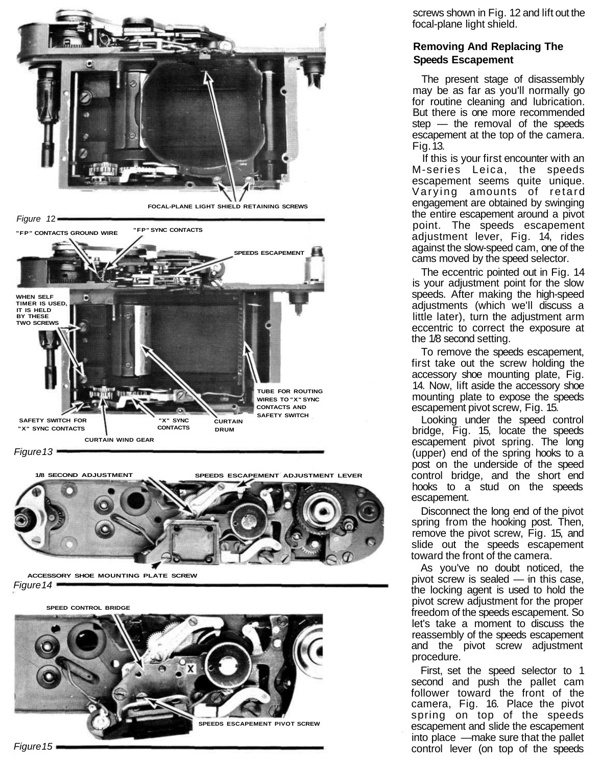FOCAL-PLANE LIGHT SHIELD RETAINING SCREWS

*Figure 12*

"FP" CONTACTS GROUND WIRE

"FP" SYNC CONTACTS

SPEEDS ESCAPEMENT

WHEN SELF TIMER IS USED, IT IS HELD BY THESE TWO SCREWS

TUBE FOR ROUTING WIRES TO "X" SYNC CONTACTS AND SAFETY SWITCH

SAFETY SWITCH FOR "X" SYNC CONTACTS

"X" SYNC CONTACTS

CURTAIN DRUM

CURTAIN WIND GEAR

*Figure 13*

1/8 SECOND ADJUSTMENT

SPEEDS ESCAPEMENT ADJUSTMENT LEVER

ACCESSORY SHOE MOUNTING PLATE SCREW

*Figure 14*

SPEED CONTROL BRIDGE

SPEEDS ESCAPEMENT PIVOT SCREW

*Figure 15*

screws shown in Fig. 12 and lift out the focal-plane light shield.

## Removing And Replacing The Speeds Escapement

The present stage of disassembly may be as far as you'll normally go for routine cleaning and lubrication. But there is one more recommended step — the removal of the speeds escapement at the top of the camera. Fig. 13.

If this is your first encounter with an M-series Leica, the speeds escapement seems quite unique. Varying amounts of retard engagement are obtained by swinging the entire escapement around a pivot point. The speeds escapement adjustment lever, Fig. 14, rides against the slow-speed cam, one of the cams moved by the speed selector.

The eccentric pointed out in Fig. 14 is your adjustment point for the slow speeds. After making the high-speed adjustments (which we'll discuss a little later), turn the adjustment arm eccentric to correct the exposure at the 1/8 second setting.

To remove the speeds escapement, first take out the screw holding the accessory shoe mounting plate, Fig. 14. Now, lift aside the accessory shoe mounting plate to expose the speeds escapement pivot screw, Fig. 15.

Looking under the speed control bridge, Fig. 15, locate the speeds escapement pivot spring. The long (upper) end of the spring hooks to a post on the underside of the speed control bridge, and the short end hooks to a stud on the speeds escapement.

Disconnect the long end of the pivot spring from the hooking post. Then, remove the pivot screw, Fig. 15, and slide out the speeds escapement toward the front of the camera.

As you've no doubt noticed, the pivot screw is sealed — in this case, the locking agent is used to hold the pivot screw adjustment for the proper freedom of the speeds escapement. So let's take a moment to discuss the reassembly of the speeds escapement and the pivot screw adjustment procedure.

First, set the speed selector to 1 second and push the pallet cam follower toward the front of the camera, Fig. 16. Place the pivot spring on top of the speeds escapement and slide the escapement into place —make sure that the pallet control lever (on top of the speeds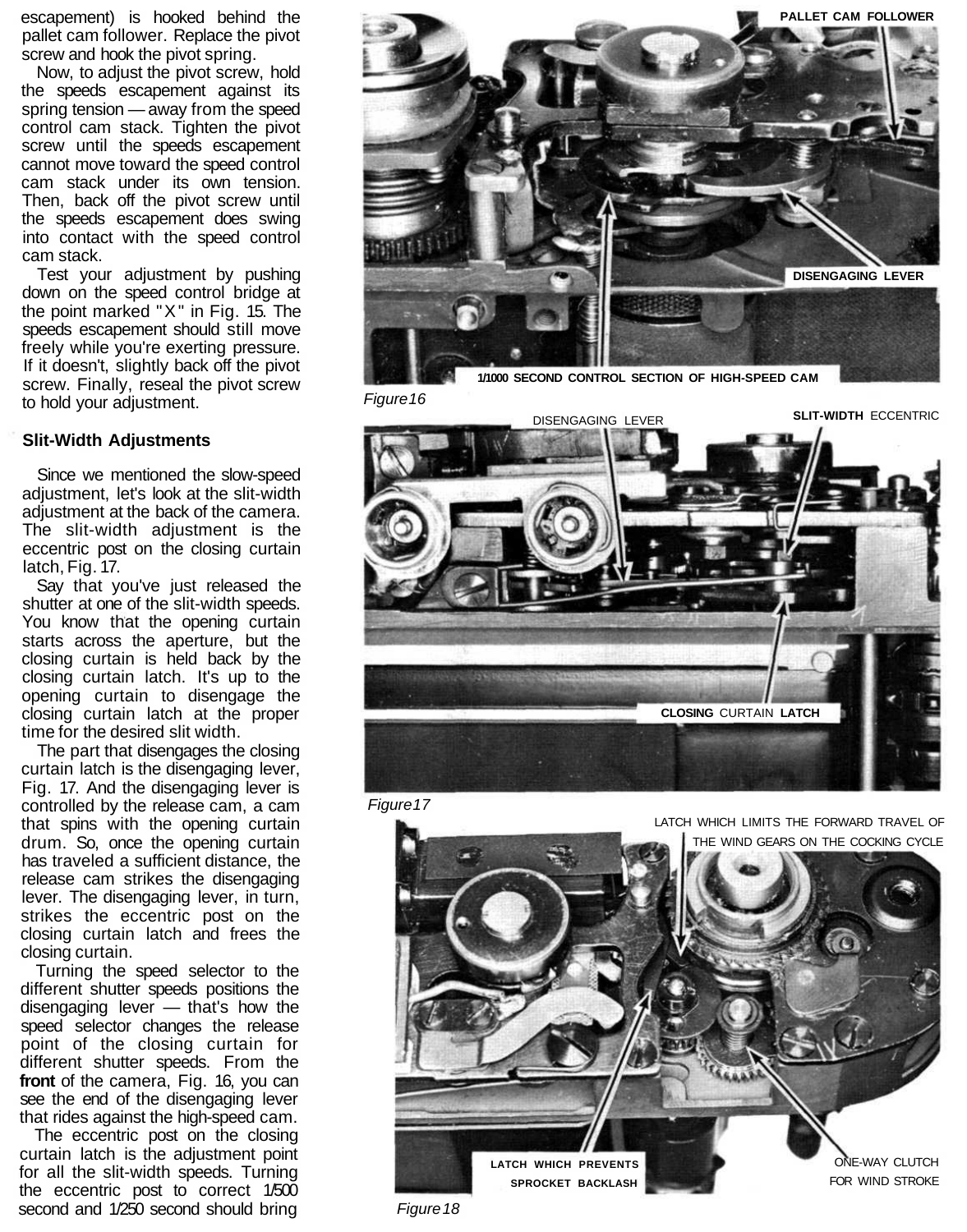escapement) is hooked behind the pallet cam follower. Replace the pivot screw and hook the pivot spring.

Now, to adjust the pivot screw, hold the speeds escapement against its spring tension — away from the speed control cam stack. Tighten the pivot screw until the speeds escapement cannot move toward the speed control cam stack under its own tension. Then, back off the pivot screw until the speeds escapement does swing into contact with the speed control cam stack.

Test your adjustment by pushing down on the speed control bridge at the point marked "X" in Fig. 15. The speeds escapement should still move freely while you're exerting pressure. If it doesn't, slightly back off the pivot screw. Finally, reseal the pivot screw to hold your adjustment.

### Slit-Width Adjustments

Since we mentioned the slow-speed adjustment, let's look at the slit-width adjustment at the back of the camera. The slit-width adjustment is the eccentric post on the closing curtain latch, Fig. 17.

Say that you've just released the shutter at one of the slit-width speeds. You know that the opening curtain starts across the aperture, but the closing curtain is held back by the closing curtain latch. It's up to the opening curtain to disengage the closing curtain latch at the proper time for the desired slit width.

The part that disengages the closing curtain latch is the disengaging lever, Fig. 17. And the disengaging lever is controlled by the release cam, a cam that spins with the opening curtain drum. So, once the opening curtain has traveled a sufficient distance, the release cam strikes the disengaging lever. The disengaging lever, in turn, strikes the eccentric post on the closing curtain latch and frees the closing curtain.

Turning the speed selector to the different shutter speeds positions the disengaging lever — that's how the speed selector changes the release point of the closing curtain for different shutter speeds. From the **front** of the camera, Fig. 16, you can see the end of the disengaging lever that rides against the high-speed cam.

The eccentric post on the closing curtain latch is the adjustment point for all the slit-width speeds. Turning the eccentric post to correct 1/500 second and 1/250 second should bring

PALLET CAM FOLLOWER

DISENGAGING LEVER

1/1000 SECOND CONTROL SECTION OF HIGH-SPEED CAM

*Figure 16*

DISENGAGING LEVER

SLIT-WIDTH ECCENTRIC

CLOSING CURTAIN LATCH

*Figure 17*

LATCH WHICH LIMITS THE FORWARD TRAVEL OF THE WIND GEARS ON THE COCKING CYCLE

LATCH WHICH PREVENTS SPROCKET BACKLASH

ONE-WAY CLUTCH FOR WIND STROKE

*Figure 18*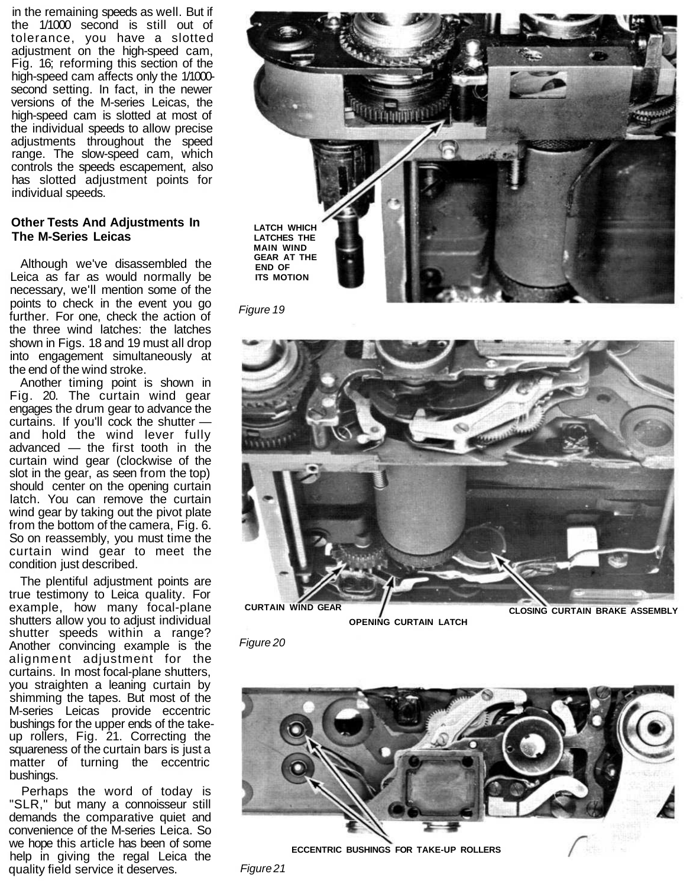in the remaining speeds as well. But if the 1/1000 second is still out of tolerance, you have a slotted adjustment on the high-speed cam, Fig. 16; reforming this section of the high-speed cam affects only the 1/1000-second setting. In fact, in the newer versions of the M-series Leicas, the high-speed cam is slotted at most of the individual speeds to allow precise adjustments throughout the speed range. The slow-speed cam, which controls the speeds escapement, also has slotted adjustment points for individual speeds.

### Other Tests And Adjustments In The M-Series Leicas

Although we've disassembled the Leica as far as would normally be necessary, we'll mention some of the points to check in the event you go further. For one, check the action of the three wind latches: the latches shown in Figs. 18 and 19 must all drop into engagement simultaneously at the end of the wind stroke.

Another timing point is shown in Fig. 20. The curtain wind gear engages the drum gear to advance the curtains. If you'll cock the shutter — and hold the wind lever fully advanced — the first tooth in the curtain wind gear (clockwise of the slot in the gear, as seen from the top) should center on the opening curtain latch. You can remove the curtain wind gear by taking out the pivot plate from the bottom of the camera, Fig. 6. So on reassembly, you must time the curtain wind gear to meet the condition just described.

The plentiful adjustment points are true testimony to Leica quality. For example, how many focal-plane shutters allow you to adjust individual shutter speeds within a range? Another convincing example is the alignment adjustment for the curtains. In most focal-plane shutters, you straighten a leaning curtain by shimming the tapes. But most of the M-series Leicas provide eccentric bushings for the upper ends of the take-up rollers, Fig. 21. Correcting the squareness of the curtain bars is just a matter of turning the eccentric bushings.

Perhaps the word of today is "SLR," but many a connoisseur still demands the comparative quiet and convenience of the M-series Leica. So we hope this article has been of some help in giving the regal Leica the quality field service it deserves.

LATCH WHICH LATCHES THE MAIN WIND GEAR AT THE END OF ITS MOTION

*Figure 19*

CURTAIN WIND GEAR

OPENING CURTAIN LATCH

CLOSING CURTAIN BRAKE ASSEMBLY

*Figure 20*

ECCENTRIC BUSHINGS FOR TAKE-UP ROLLERS

*Figure 21*